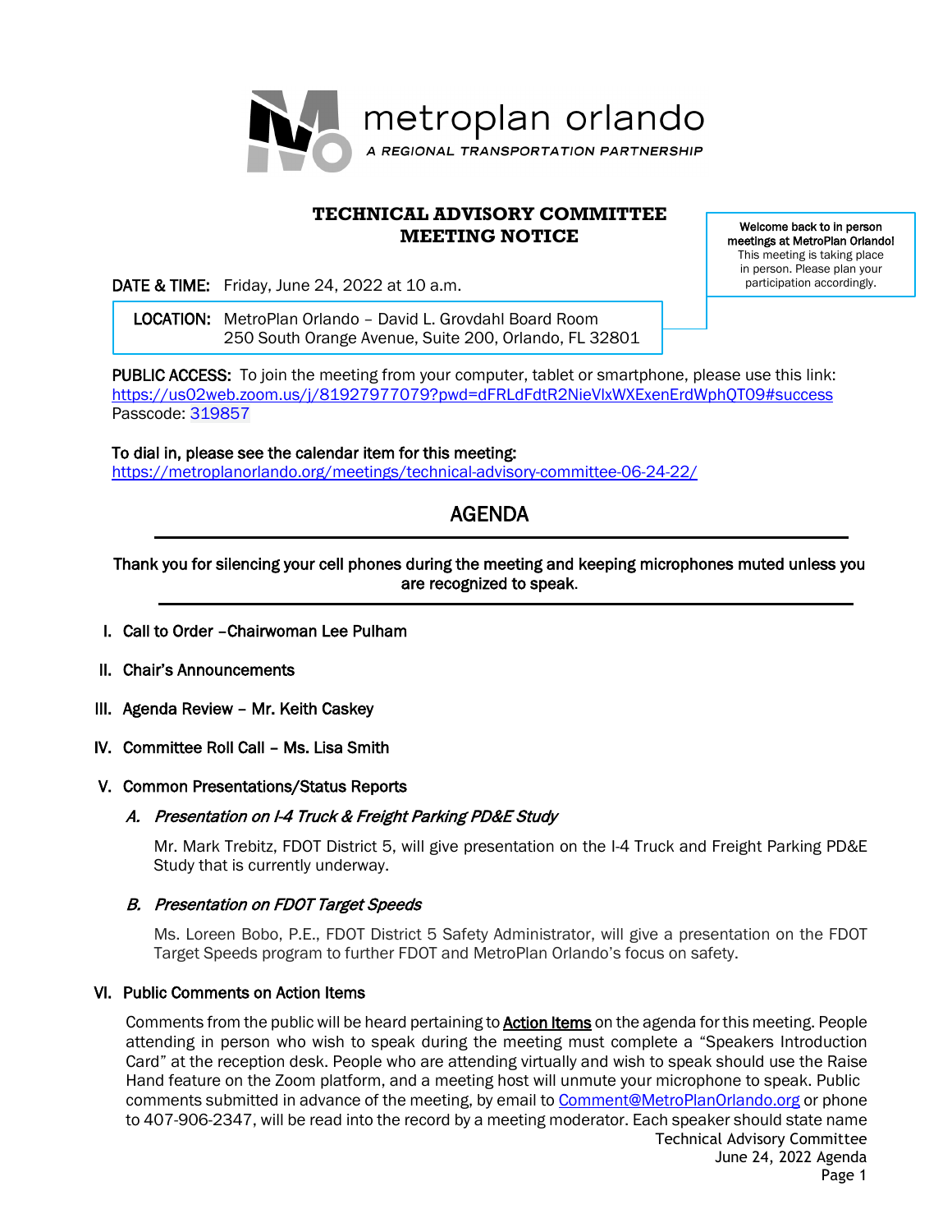metroplan orlando

A REGIONAL TRANSPORTATION PARTNERSHIP

# TECHNICAL ADVISORY COMMITTEE MEETING NOTICE

**Welcome back to in person meetings at MetroPlan Orlando!** This meeting is taking place in person. Please plan your participation accordingly.

**DATE & TIME:** Friday, June 24, 2022 at 10 a.m.

**LOCATION:** MetroPlan Orlando – David L. Grovdahl Board Room
250 South Orange Avenue, Suite 200, Orlando, FL 32801

**PUBLIC ACCESS:** To join the meeting from your computer, tablet or smartphone, please use this link:
https://us02web.zoom.us/j/81927977079?pwd=dFRLdFdtR2NieVlxWXExenErdWphQT09#success
Passcode: 319857

**To dial in, please see the calendar item for this meeting:**
https://metroplanorlando.org/meetings/technical-advisory-committee-06-24-22/

## AGENDA

**Thank you for silencing your cell phones during the meeting and keeping microphones muted unless you are recognized to speak.**

**I. Call to Order –Chairwoman Lee Pulham**

**II. Chair's Announcements**

**III. Agenda Review – Mr. Keith Caskey**

**IV. Committee Roll Call – Ms. Lisa Smith**

**V. Common Presentations/Status Reports**

*A. Presentation on I-4 Truck & Freight Parking PD&E Study*

Mr. Mark Trebitz, FDOT District 5, will give presentation on the I-4 Truck and Freight Parking PD&E Study that is currently underway.

*B. Presentation on FDOT Target Speeds*

Ms. Loreen Bobo, P.E., FDOT District 5 Safety Administrator, will give a presentation on the FDOT Target Speeds program to further FDOT and MetroPlan Orlando's focus on safety.

**VI. Public Comments on Action Items**

Comments from the public will be heard pertaining to **Action Items** on the agenda for this meeting. People attending in person who wish to speak during the meeting must complete a "Speakers Introduction Card" at the reception desk. People who are attending virtually and wish to speak should use the Raise Hand feature on the Zoom platform, and a meeting host will unmute your microphone to speak. Public comments submitted in advance of the meeting, by email to Comment@MetroPlanOrlando.org or phone to 407-906-2347, will be read into the record by a meeting moderator. Each speaker should state name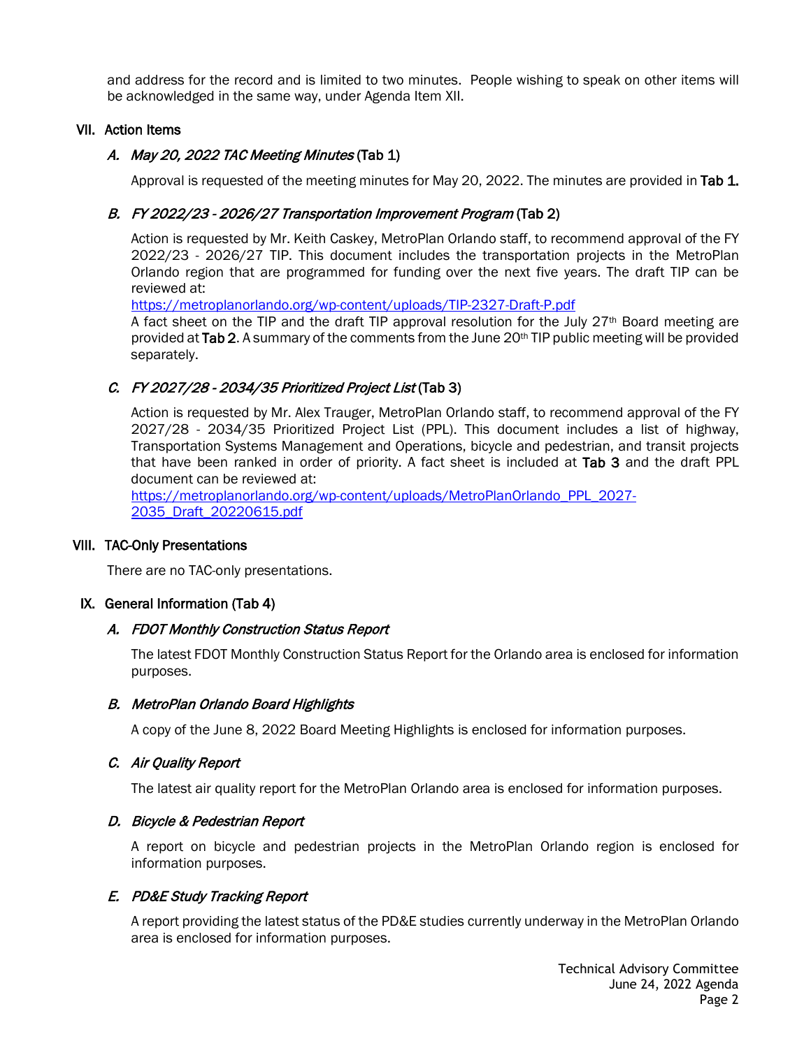and address for the record and is limited to two minutes. People wishing to speak on other items will be acknowledged in the same way, under Agenda Item XII.

## VII. Action Items

### A. *May 20, 2022 TAC Meeting Minutes* (Tab 1)

Approval is requested of the meeting minutes for May 20, 2022. The minutes are provided in **Tab 1.**

### B. *FY 2022/23 - 2026/27 Transportation Improvement Program* (Tab 2)

Action is requested by Mr. Keith Caskey, MetroPlan Orlando staff, to recommend approval of the FY 2022/23 - 2026/27 TIP. This document includes the transportation projects in the MetroPlan Orlando region that are programmed for funding over the next five years. The draft TIP can be reviewed at:
https://metroplanorlando.org/wp-content/uploads/TIP-2327-Draft-P.pdf
A fact sheet on the TIP and the draft TIP approval resolution for the July 27th Board meeting are provided at **Tab 2**. A summary of the comments from the June 20th TIP public meeting will be provided separately.

### C. *FY 2027/28 - 2034/35 Prioritized Project List* (Tab 3)

Action is requested by Mr. Alex Trauger, MetroPlan Orlando staff, to recommend approval of the FY 2027/28 - 2034/35 Prioritized Project List (PPL). This document includes a list of highway, Transportation Systems Management and Operations, bicycle and pedestrian, and transit projects that have been ranked in order of priority. A fact sheet is included at **Tab 3** and the draft PPL document can be reviewed at:
https://metroplanorlando.org/wp-content/uploads/MetroPlanOrlando_PPL_2027-2035_Draft_20220615.pdf

## VIII. TAC-Only Presentations

There are no TAC-only presentations.

## IX. General Information (Tab 4)

### A. *FDOT Monthly Construction Status Report*

The latest FDOT Monthly Construction Status Report for the Orlando area is enclosed for information purposes.

### B. *MetroPlan Orlando Board Highlights*

A copy of the June 8, 2022 Board Meeting Highlights is enclosed for information purposes.

### C. *Air Quality Report*

The latest air quality report for the MetroPlan Orlando area is enclosed for information purposes.

### D. *Bicycle & Pedestrian Report*

A report on bicycle and pedestrian projects in the MetroPlan Orlando region is enclosed for information purposes.

### E. *PD&E Study Tracking Report*

A report providing the latest status of the PD&E studies currently underway in the MetroPlan Orlando area is enclosed for information purposes.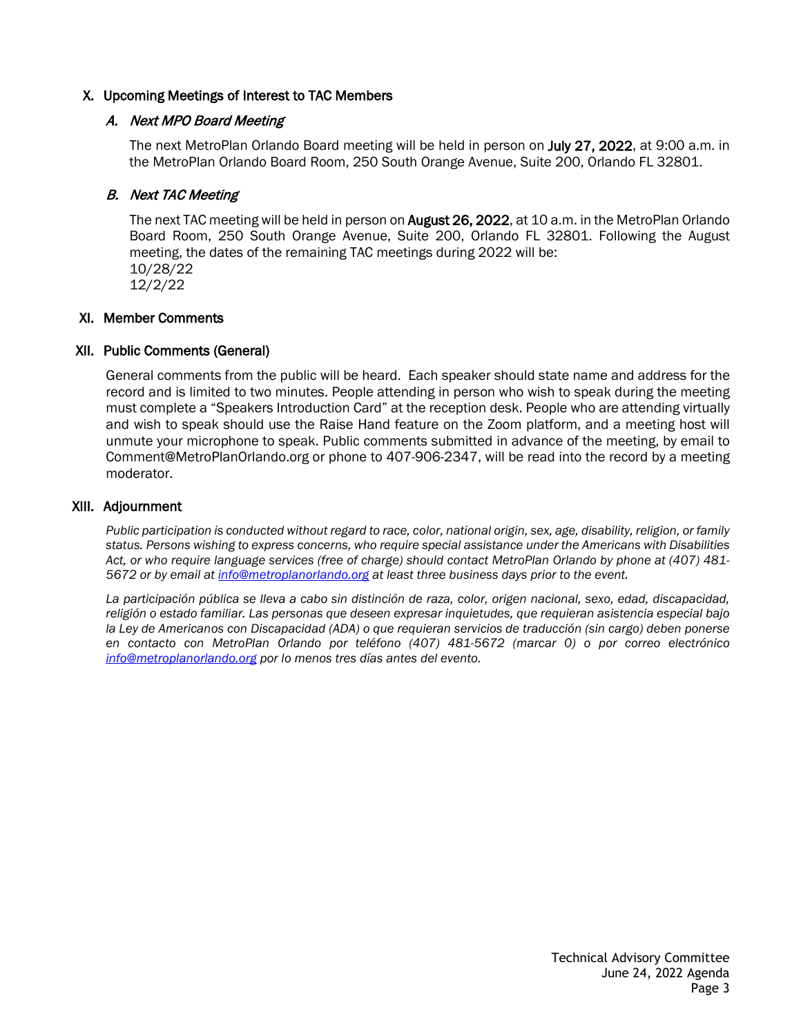## X. Upcoming Meetings of Interest to TAC Members

### *A. Next MPO Board Meeting*

The next MetroPlan Orlando Board meeting will be held in person on **July 27, 2022**, at 9:00 a.m. in the MetroPlan Orlando Board Room, 250 South Orange Avenue, Suite 200, Orlando FL 32801.

### *B. Next TAC Meeting*

The next TAC meeting will be held in person on **August 26, 2022**, at 10 a.m. in the MetroPlan Orlando Board Room, 250 South Orange Avenue, Suite 200, Orlando FL 32801. Following the August meeting, the dates of the remaining TAC meetings during 2022 will be:
10/28/22
12/2/22

## XI. Member Comments

## XII. Public Comments (General)

General comments from the public will be heard. Each speaker should state name and address for the record and is limited to two minutes. People attending in person who wish to speak during the meeting must complete a “Speakers Introduction Card” at the reception desk. People who are attending virtually and wish to speak should use the Raise Hand feature on the Zoom platform, and a meeting host will unmute your microphone to speak. Public comments submitted in advance of the meeting, by email to Comment@MetroPlanOrlando.org or phone to 407-906-2347, will be read into the record by a meeting moderator.

## XIII. Adjournment

*Public participation is conducted without regard to race, color, national origin, sex, age, disability, religion, or family status. Persons wishing to express concerns, who require special assistance under the Americans with Disabilities Act, or who require language services (free of charge) should contact MetroPlan Orlando by phone at (407) 481-5672 or by email at info@metroplanorlando.org at least three business days prior to the event.*

*La participación pública se lleva a cabo sin distinción de raza, color, origen nacional, sexo, edad, discapacidad, religión o estado familiar. Las personas que deseen expresar inquietudes, que requieran asistencia especial bajo la Ley de Americanos con Discapacidad (ADA) o que requieran servicios de traducción (sin cargo) deben ponerse en contacto con MetroPlan Orlando por teléfono (407) 481-5672 (marcar 0) o por correo electrónico info@metroplanorlando.org por lo menos tres días antes del evento.*